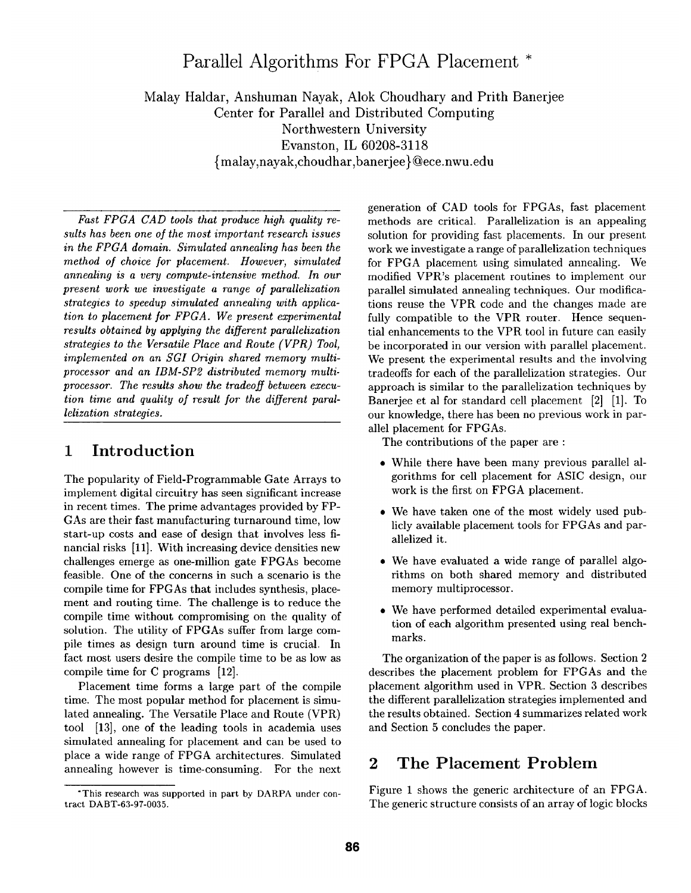# Parallel Algorithms For FPGA Placement *

Malay Haldar, Anshuman Nayak, Alok Choudhary and Prith Banerjee
Center for Parallel and Distributed Computing
Northwestern University
Evanston, IL 60208-3118
{malay,nayak,choudhar,banerjee}@ece.nwu.edu

*Fast FPGA CAD tools that produce high quality results has been one of the most important research issues in the FPGA domain. Simulated annealing has been the method of choice for placement. However, simulated annealing is a very compute-intensive method. In our present work we investigate a range of parallelization strategies to speedup simulated annealing with application to placement for FPGA. We present experimental results obtained by applying the different parallelization strategies to the Versatile Place and Route (VPR) Tool, implemented on an SGI Origin shared memory multiprocessor and an IBM-SP2 distributed memory multiprocessor. The results show the tradeoff between execution time and quality of result for the different parallelization strategies.*

## 1 Introduction

The popularity of Field-Programmable Gate Arrays to implement digital circuitry has seen significant increase in recent times. The prime advantages provided by FPGAs are their fast manufacturing turnaround time, low start-up costs and ease of design that involves less financial risks [11]. With increasing device densities new challenges emerge as one-million gate FPGAs become feasible. One of the concerns in such a scenario is the compile time for FPGAs that includes synthesis, placement and routing time. The challenge is to reduce the compile time without compromising on the quality of solution. The utility of FPGAs suffer from large compile times as design turn around time is crucial. In fact most users desire the compile time to be as low as compile time for C programs [12].

Placement time forms a large part of the compile time. The most popular method for placement is simulated annealing. The Versatile Place and Route (VPR) tool [13], one of the leading tools in academia uses simulated annealing for placement and can be used to place a wide range of FPGA architectures. Simulated annealing however is time-consuming. For the next generation of CAD tools for FPGAs, fast placement methods are critical. Parallelization is an appealing solution for providing fast placements. In our present work we investigate a range of parallelization techniques for FPGA placement using simulated annealing. We modified VPR's placement routines to implement our parallel simulated annealing techniques. Our modifications reuse the VPR code and the changes made are fully compatible to the VPR router. Hence sequential enhancements to the VPR tool in future can easily be incorporated in our version with parallel placement. We present the experimental results and the involving tradeoffs for each of the parallelization strategies. Our approach is similar to the parallelization techniques by Banerjee et al for standard cell placement [2] [1]. To our knowledge, there has been no previous work in parallel placement for FPGAs.

The contributions of the paper are :

- While there have been many previous parallel algorithms for cell placement for ASIC design, our work is the first on FPGA placement.
- We have taken one of the most widely used publicly available placement tools for FPGAs and parallelized it.
- We have evaluated a wide range of parallel algorithms on both shared memory and distributed memory multiprocessor.
- We have performed detailed experimental evaluation of each algorithm presented using real benchmarks.

The organization of the paper is as follows. Section 2 describes the placement problem for FPGAs and the placement algorithm used in VPR. Section 3 describes the different parallelization strategies implemented and the results obtained. Section 4 summarizes related work and Section 5 concludes the paper.

## 2 The Placement Problem

Figure 1 shows the generic architecture of an FPGA. The generic structure consists of an array of logic blocks

*This research was supported in part by DARPA under contract DABT-63-97-0035.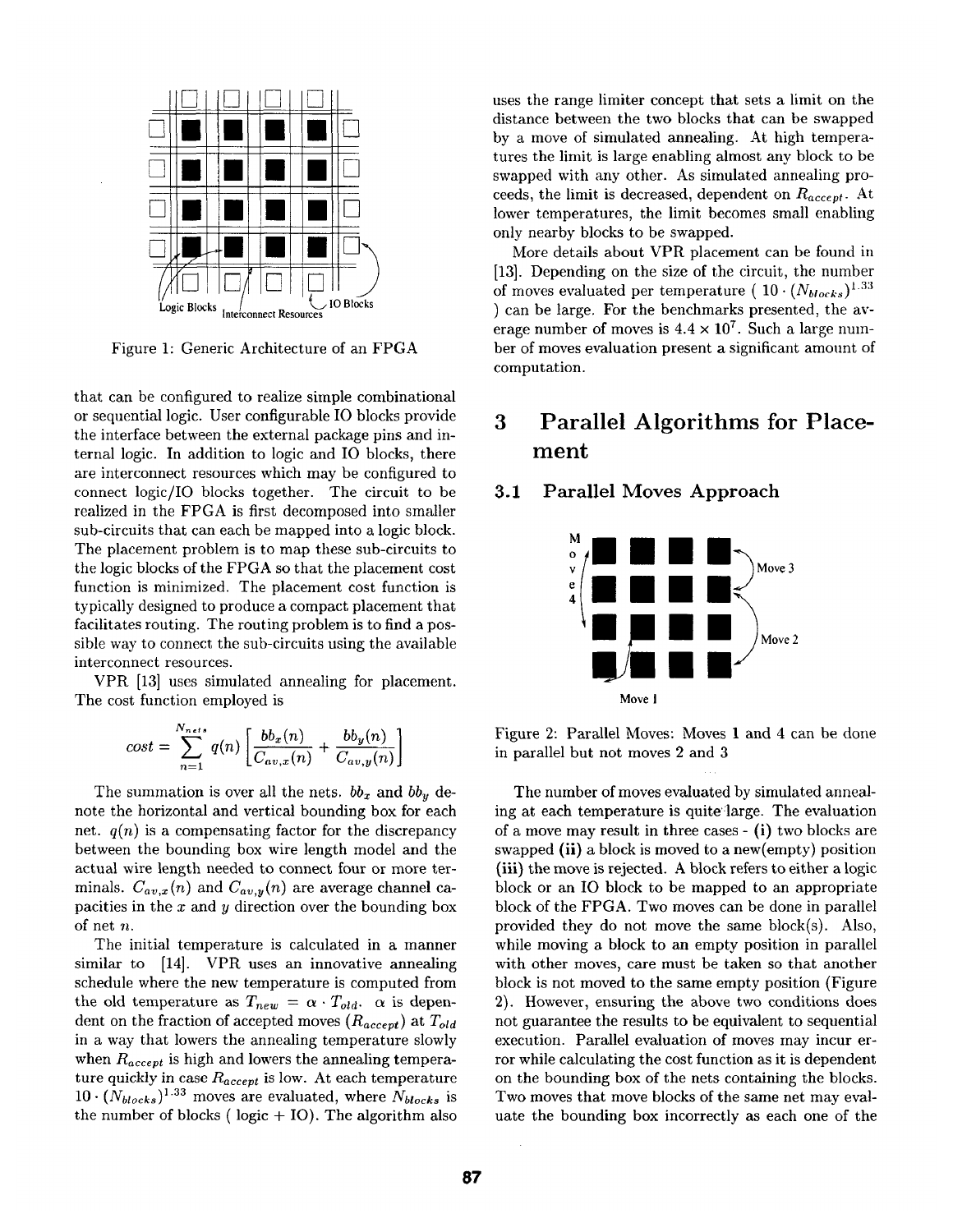Figure 1: Generic Architecture of an FPGA

that can be configured to realize simple combinational or sequential logic. User configurable IO blocks provide the interface between the external package pins and internal logic. In addition to logic and IO blocks, there are interconnect resources which may be configured to connect logic/IO blocks together. The circuit to be realized in the FPGA is first decomposed into smaller sub-circuits that can each be mapped into a logic block. The placement problem is to map these sub-circuits to the logic blocks of the FPGA so that the placement cost function is minimized. The placement cost function is typically designed to produce a compact placement that facilitates routing. The routing problem is to find a possible way to connect the sub-circuits using the available interconnect resources.

VPR [13] uses simulated annealing for placement. The cost function employed is

$$cost = \sum_{n=1}^{N_{nets}} q(n) \left[ \frac{bb_x(n)}{C_{av,x}(n)} + \frac{bb_y(n)}{C_{av,y}(n)} \right]$$

The summation is over all the nets. $bb_x$ and $bb_y$ denote the horizontal and vertical bounding box for each net. $q(n)$ is a compensating factor for the discrepancy between the bounding box wire length model and the actual wire length needed to connect four or more terminals. $C_{av,x}(n)$ and $C_{av,y}(n)$ are average channel capacities in the $x$ and $y$ direction over the bounding box of net $n$.

The initial temperature is calculated in a manner similar to [14]. VPR uses an innovative annealing schedule where the new temperature is computed from the old temperature as $T_{new} = \alpha \cdot T_{old}$. $\alpha$ is dependent on the fraction of accepted moves ($R_{accept}$) at $T_{old}$ in a way that lowers the annealing temperature slowly when $R_{accept}$ is high and lowers the annealing temperature quickly in case $R_{accept}$ is low. At each temperature $10 \cdot (N_{blocks})^{1.33}$ moves are evaluated, where $N_{blocks}$ is the number of blocks ( logic + IO). The algorithm also uses the range limiter concept that sets a limit on the distance between the two blocks that can be swapped by a move of simulated annealing. At high temperatures the limit is large enabling almost any block to be swapped with any other. As simulated annealing proceeds, the limit is decreased, dependent on $R_{accept}$. At lower temperatures, the limit becomes small enabling only nearby blocks to be swapped.

More details about VPR placement can be found in [13]. Depending on the size of the circuit, the number of moves evaluated per temperature ( $10 \cdot (N_{blocks})^{1.33}$ ) can be large. For the benchmarks presented, the average number of moves is $4.4 \times 10^7$. Such a large number of moves evaluation present a significant amount of computation.

## 3 Parallel Algorithms for Placement

### 3.1 Parallel Moves Approach

Figure 2: Parallel Moves: Moves 1 and 4 can be done in parallel but not moves 2 and 3

The number of moves evaluated by simulated annealing at each temperature is quite large. The evaluation of a move may result in three cases - **(i)** two blocks are swapped **(ii)** a block is moved to a new(empty) position **(iii)** the move is rejected. A block refers to either a logic block or an IO block to be mapped to an appropriate block of the FPGA. Two moves can be done in parallel provided they do not move the same block(s). Also, while moving a block to an empty position in parallel with other moves, care must be taken so that another block is not moved to the same empty position (Figure 2). However, ensuring the above two conditions does not guarantee the results to be equivalent to sequential execution. Parallel evaluation of moves may incur error while calculating the cost function as it is dependent on the bounding box of the nets containing the blocks. Two moves that move blocks of the same net may evaluate the bounding box incorrectly as each one of the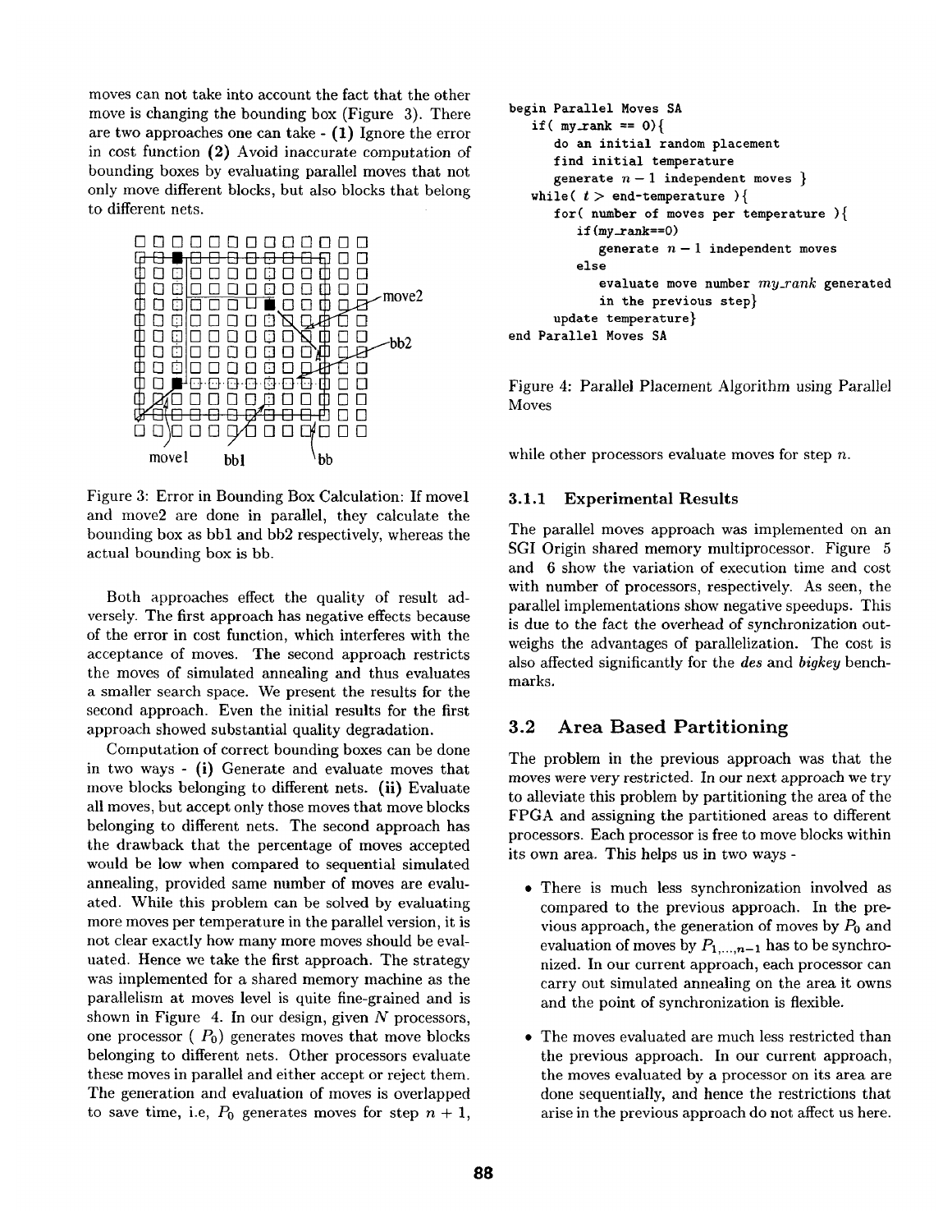moves can not take into account the fact that the other move is changing the bounding box (Figure 3). There are two approaches one can take - **(1)** Ignore the error in cost function **(2)** Avoid inaccurate computation of bounding boxes by evaluating parallel moves that not only move different blocks, but also blocks that belong to different nets.

Figure 3: Error in Bounding Box Calculation: If move1 and move2 are done in parallel, they calculate the bounding box as bb1 and bb2 respectively, whereas the actual bounding box is bb.

Both approaches effect the quality of result adversely. The first approach has negative effects because of the error in cost function, which interferes with the acceptance of moves. The second approach restricts the moves of simulated annealing and thus evaluates a smaller search space. We present the results for the second approach. Even the initial results for the first approach showed substantial quality degradation.

Computation of correct bounding boxes can be done in two ways - **(i)** Generate and evaluate moves that move blocks belonging to different nets. **(ii)** Evaluate all moves, but accept only those moves that move blocks belonging to different nets. The second approach has the drawback that the percentage of moves accepted would be low when compared to sequential simulated annealing, provided same number of moves are evaluated. While this problem can be solved by evaluating more moves per temperature in the parallel version, it is not clear exactly how many more moves should be evaluated. Hence we take the first approach. The strategy was implemented for a shared memory machine as the parallelism at moves level is quite fine-grained and is shown in Figure 4. In our design, given $N$ processors, one processor ( $P_0$) generates moves that move blocks belonging to different nets. Other processors evaluate these moves in parallel and either accept or reject them. The generation and evaluation of moves is overlapped to save time, i.e, $P_0$ generates moves for step $n+1$, while other processors evaluate moves for step $n$.

```
begin Parallel Moves SA
   if( my_rank == 0){
      do an initial random placement
      find initial temperature
      generate n − 1 independent moves }
   while( t > end-temperature ){
      for( number of moves per temperature ){
         if(my_rank==0)
            generate n − 1 independent moves
         else
            evaluate move number my_rank generated
            in the previous step}
      update temperature}
end Parallel Moves SA
```

Figure 4: Parallel Placement Algorithm using Parallel Moves

### 3.1.1 Experimental Results

The parallel moves approach was implemented on an SGI Origin shared memory multiprocessor. Figure 5 and 6 show the variation of execution time and cost with number of processors, respectively. As seen, the parallel implementations show negative speedups. This is due to the fact the overhead of synchronization outweighs the advantages of parallelization. The cost is also affected significantly for the *des* and *bigkey* benchmarks.

## 3.2 Area Based Partitioning

The problem in the previous approach was that the moves were very restricted. In our next approach we try to alleviate this problem by partitioning the area of the FPGA and assigning the partitioned areas to different processors. Each processor is free to move blocks within its own area. This helps us in two ways -

- There is much less synchronization involved as compared to the previous approach. In the previous approach, the generation of moves by $P_0$ and evaluation of moves by $P_{1,\ldots,n-1}$ has to be synchronized. In our current approach, each processor can carry out simulated annealing on the area it owns and the point of synchronization is flexible.
- The moves evaluated are much less restricted than the previous approach. In our current approach, the moves evaluated by a processor on its area are done sequentially, and hence the restrictions that arise in the previous approach do not affect us here.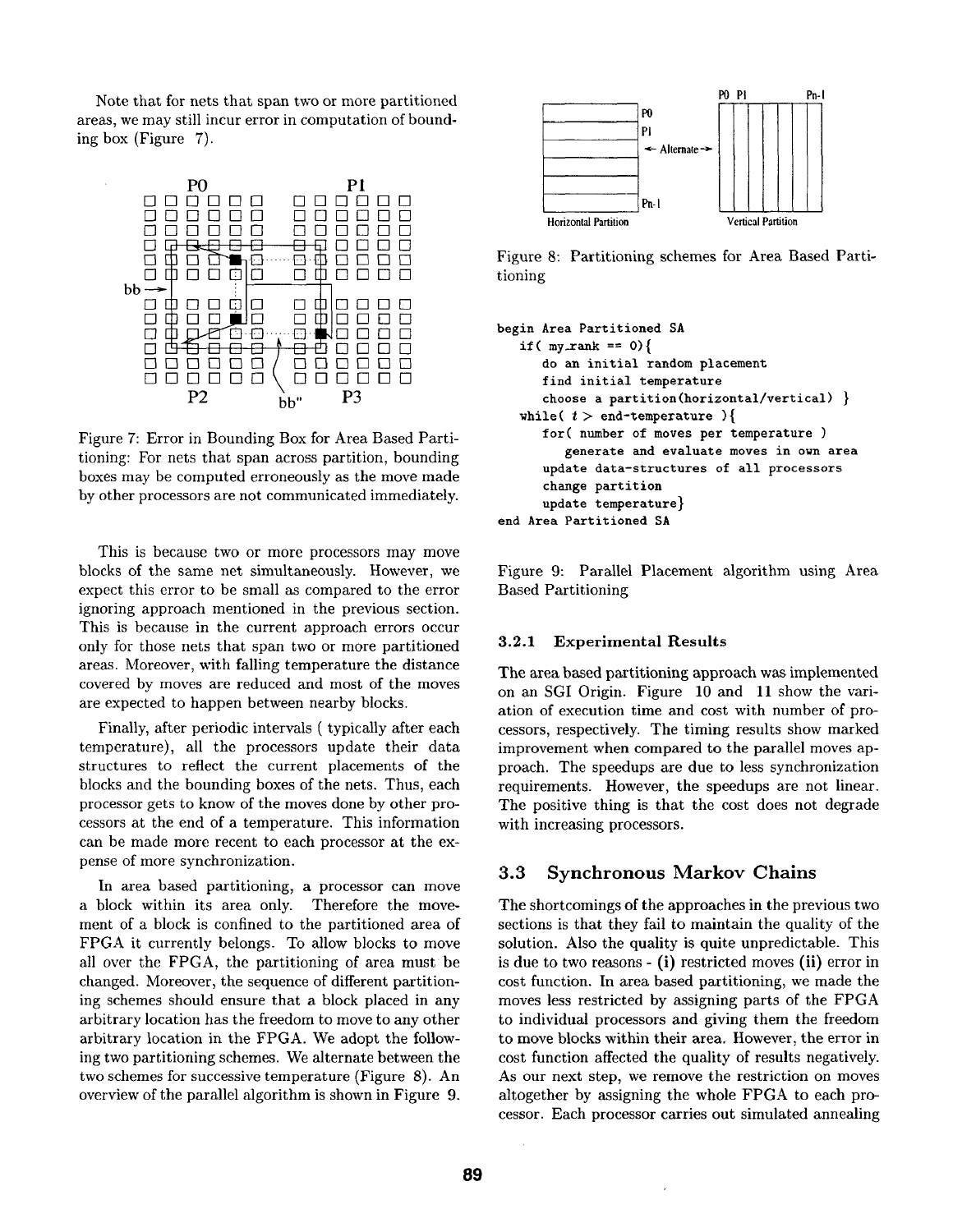Note that for nets that span two or more partitioned areas, we may still incur error in computation of bounding box (Figure 7).

Figure 7: Error in Bounding Box for Area Based Partitioning: For nets that span across partition, bounding boxes may be computed erroneously as the move made by other processors are not communicated immediately.

This is because two or more processors may move blocks of the same net simultaneously. However, we expect this error to be small as compared to the error ignoring approach mentioned in the previous section. This is because in the current approach errors occur only for those nets that span two or more partitioned areas. Moreover, with falling temperature the distance covered by moves are reduced and most of the moves are expected to happen between nearby blocks.

Finally, after periodic intervals ( typically after each temperature), all the processors update their data structures to reflect the current placements of the blocks and the bounding boxes of the nets. Thus, each processor gets to know of the moves done by other processors at the end of a temperature. This information can be made more recent to each processor at the expense of more synchronization.

In area based partitioning, a processor can move a block within its area only. Therefore the movement of a block is confined to the partitioned area of FPGA it currently belongs. To allow blocks to move all over the FPGA, the partitioning of area must be changed. Moreover, the sequence of different partitioning schemes should ensure that a block placed in any arbitrary location has the freedom to move to any other arbitrary location in the FPGA. We adopt the following two partitioning schemes. We alternate between the two schemes for successive temperature (Figure 8). An overview of the parallel algorithm is shown in Figure 9.

Figure 8: Partitioning schemes for Area Based Partitioning

```
begin Area Partitioned SA
   if( my_rank == 0){
      do an initial random placement
      find initial temperature
      choose a partition(horizontal/vertical) }
   while( t > end-temperature ){
      for( number of moves per temperature )
         generate and evaluate moves in own area
      update data-structures of all processors
      change partition
      update temperature}
end Area Partitioned SA
```

Figure 9: Parallel Placement algorithm using Area Based Partitioning

#### 3.2.1 Experimental Results

The area based partitioning approach was implemented on an SGI Origin. Figure 10 and 11 show the variation of execution time and cost with number of processors, respectively. The timing results show marked improvement when compared to the parallel moves approach. The speedups are due to less synchronization requirements. However, the speedups are not linear. The positive thing is that the cost does not degrade with increasing processors.

### 3.3 Synchronous Markov Chains

The shortcomings of the approaches in the previous two sections is that they fail to maintain the quality of the solution. Also the quality is quite unpredictable. This is due to two reasons - **(i)** restricted moves **(ii)** error in cost function. In area based partitioning, we made the moves less restricted by assigning parts of the FPGA to individual processors and giving them the freedom to move blocks within their area. However, the error in cost function affected the quality of results negatively. As our next step, we remove the restriction on moves altogether by assigning the whole FPGA to each processor. Each processor carries out simulated annealing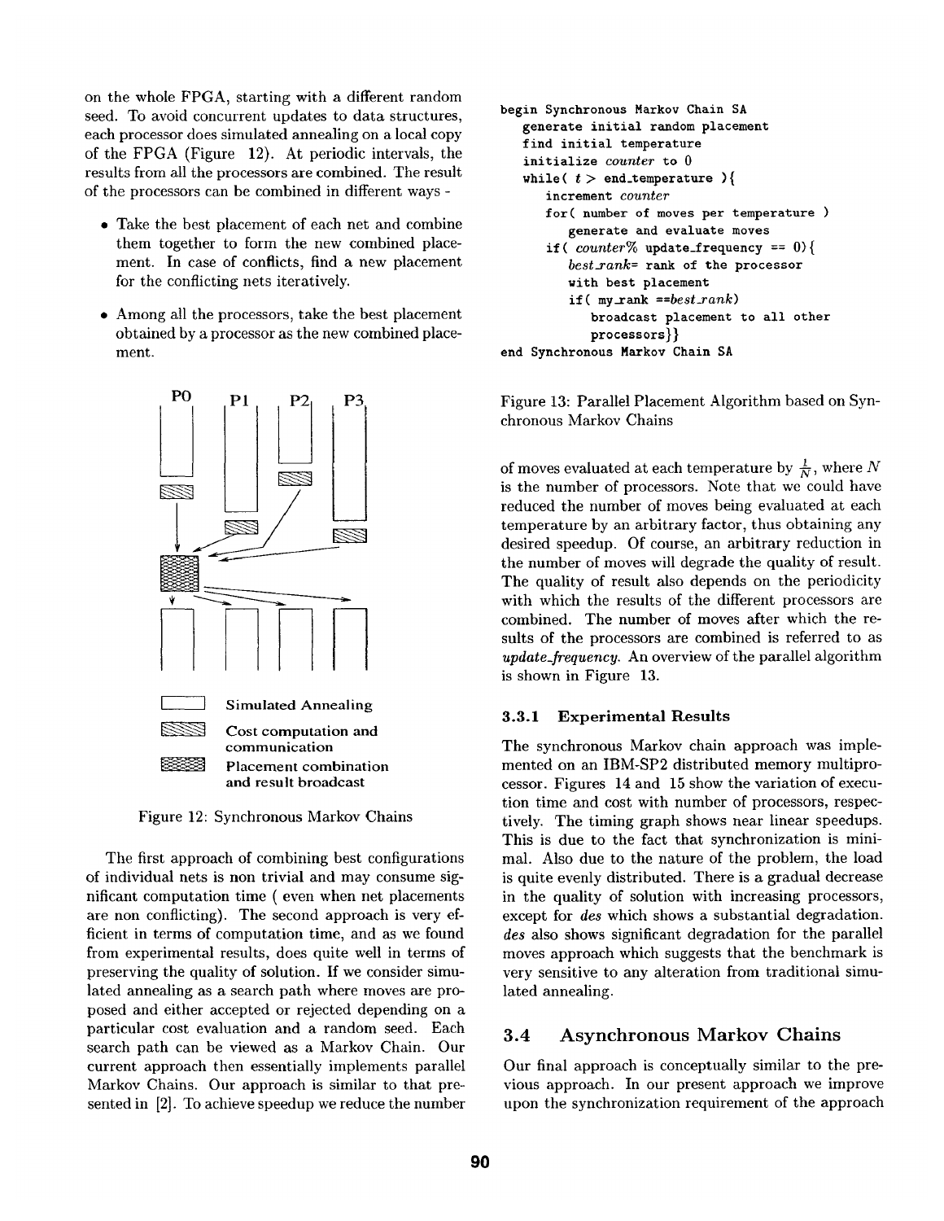on the whole FPGA, starting with a different random seed. To avoid concurrent updates to data structures, each processor does simulated annealing on a local copy of the FPGA (Figure 12). At periodic intervals, the results from all the processors are combined. The result of the processors can be combined in different ways -

- Take the best placement of each net and combine them together to form the new combined placement. In case of conflicts, find a new placement for the conflicting nets iteratively.
- Among all the processors, take the best placement obtained by a processor as the new combined placement.

Figure 12: Synchronous Markov Chains

The first approach of combining best configurations of individual nets is non trivial and may consume significant computation time ( even when net placements are non conflicting). The second approach is very efficient in terms of computation time, and as we found from experimental results, does quite well in terms of preserving the quality of solution. If we consider simulated annealing as a search path where moves are proposed and either accepted or rejected depending on a particular cost evaluation and a random seed. Each search path can be viewed as a Markov Chain. Our current approach then essentially implements parallel Markov Chains. Our approach is similar to that presented in [2]. To achieve speedup we reduce the number of moves evaluated at each temperature by $\frac{1}{N}$, where $N$ is the number of processors. Note that we could have reduced the number of moves being evaluated at each temperature by an arbitrary factor, thus obtaining any desired speedup. Of course, an arbitrary reduction in the number of moves will degrade the quality of result. The quality of result also depends on the periodicity with which the results of the different processors are combined. The number of moves after which the results of the processors are combined is referred to as *update_frequency*. An overview of the parallel algorithm is shown in Figure 13.

```
begin Synchronous Markov Chain SA
   generate initial random placement
   find initial temperature
   initialize counter to 0
   while( t > end_temperature ){
      increment counter
      for( number of moves per temperature )
         generate and evaluate moves
      if( counter% update_frequency == 0){
         best_rank= rank of the processor
         with best placement
         if( my_rank ==best_rank)
            broadcast placement to all other
            processors}}
end Synchronous Markov Chain SA
```

Figure 13: Parallel Placement Algorithm based on Synchronous Markov Chains

### 3.3.1 Experimental Results

The synchronous Markov chain approach was implemented on an IBM-SP2 distributed memory multiprocessor. Figures 14 and 15 show the variation of execution time and cost with number of processors, respectively. The timing graph shows near linear speedups. This is due to the fact that synchronization is minimal. Also due to the nature of the problem, the load is quite evenly distributed. There is a gradual decrease in the quality of solution with increasing processors, except for *des* which shows a substantial degradation. *des* also shows significant degradation for the parallel moves approach which suggests that the benchmark is very sensitive to any alteration from traditional simulated annealing.

## 3.4 Asynchronous Markov Chains

Our final approach is conceptually similar to the previous approach. In our present approach we improve upon the synchronization requirement of the approach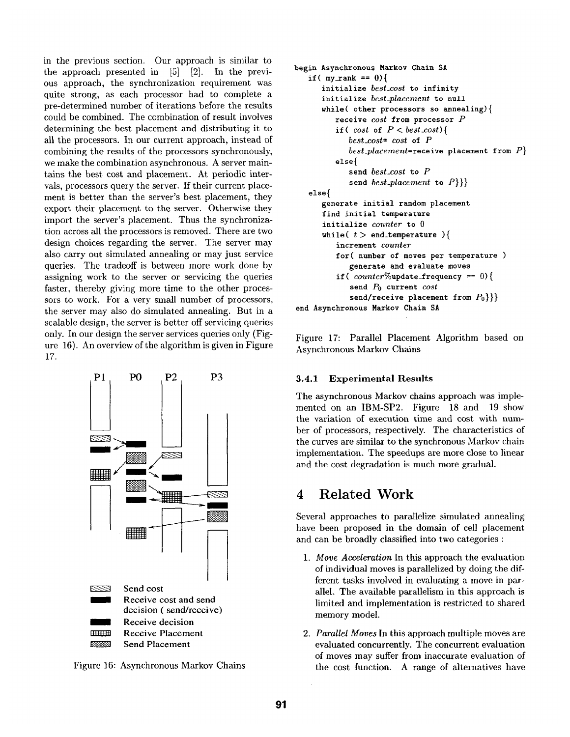in the previous section. Our approach is similar to the approach presented in [5] [2]. In the previous approach, the synchronization requirement was quite strong, as each processor had to complete a pre-determined number of iterations before the results could be combined. The combination of result involves determining the best placement and distributing it to all the processors. In our current approach, instead of combining the results of the processors synchronously, we make the combination asynchronous. A server maintains the best cost and placement. At periodic intervals, processors query the server. If their current placement is better than the server's best placement, they export their placement to the server. Otherwise they import the server's placement. Thus the synchronization across all the processors is removed. There are two design choices regarding the server. The server may also carry out simulated annealing or may just service queries. The tradeoff is between more work done by assigning work to the server or servicing the queries faster, thereby giving more time to the other processors to work. For a very small number of processors, the server may also do simulated annealing. But in a scalable design, the server is better off servicing queries only. In our design the server services queries only (Figure 16). An overview of the algorithm is given in Figure 17.

P1 P0 P2 P3

Send cost
Receive cost and send decision ( send/receive)
Receive decision
Receive Placement
Send Placement

Figure 16: Asynchronous Markov Chains

```
begin Asynchronous Markov Chain SA
   if( my_rank == 0){
      initialize best_cost to infinity
      initialize best_placement to null
      while( other processors so annealing){
         receive cost from processor P
         if( cost of P < best_cost){
            best_cost= cost of P
            best_placement=receive placement from P}
         else{
            send best_cost to P
            send best_placement to P}}}
   else{
      generate initial random placement
      find initial temperature
      initialize counter to 0
      while( t > end_temperature ){
         increment counter
         for( number of moves per temperature )
            generate and evaluate moves
         if( counter%update_frequency == 0){
            send P0 current cost
            send/receive placement from P0}}}
end Asynchronous Markov Chain SA
```

Figure 17: Parallel Placement Algorithm based on Asynchronous Markov Chains

### 3.4.1 Experimental Results

The asynchronous Markov chains approach was implemented on an IBM-SP2. Figure 18 and 19 show the variation of execution time and cost with number of processors, respectively. The characteristics of the curves are similar to the synchronous Markov chain implementation. The speedups are more close to linear and the cost degradation is much more gradual.

# 4 Related Work

Several approaches to parallelize simulated annealing have been proposed in the domain of cell placement and can be broadly classified into two categories :

1. *Move Acceleration* In this approach the evaluation of individual moves is parallelized by doing the different tasks involved in evaluating a move in parallel. The available parallelism in this approach is limited and implementation is restricted to shared memory model.

2. *Parallel Moves* In this approach multiple moves are evaluated concurrently. The concurrent evaluation of moves may suffer from inaccurate evaluation of the cost function. A range of alternatives have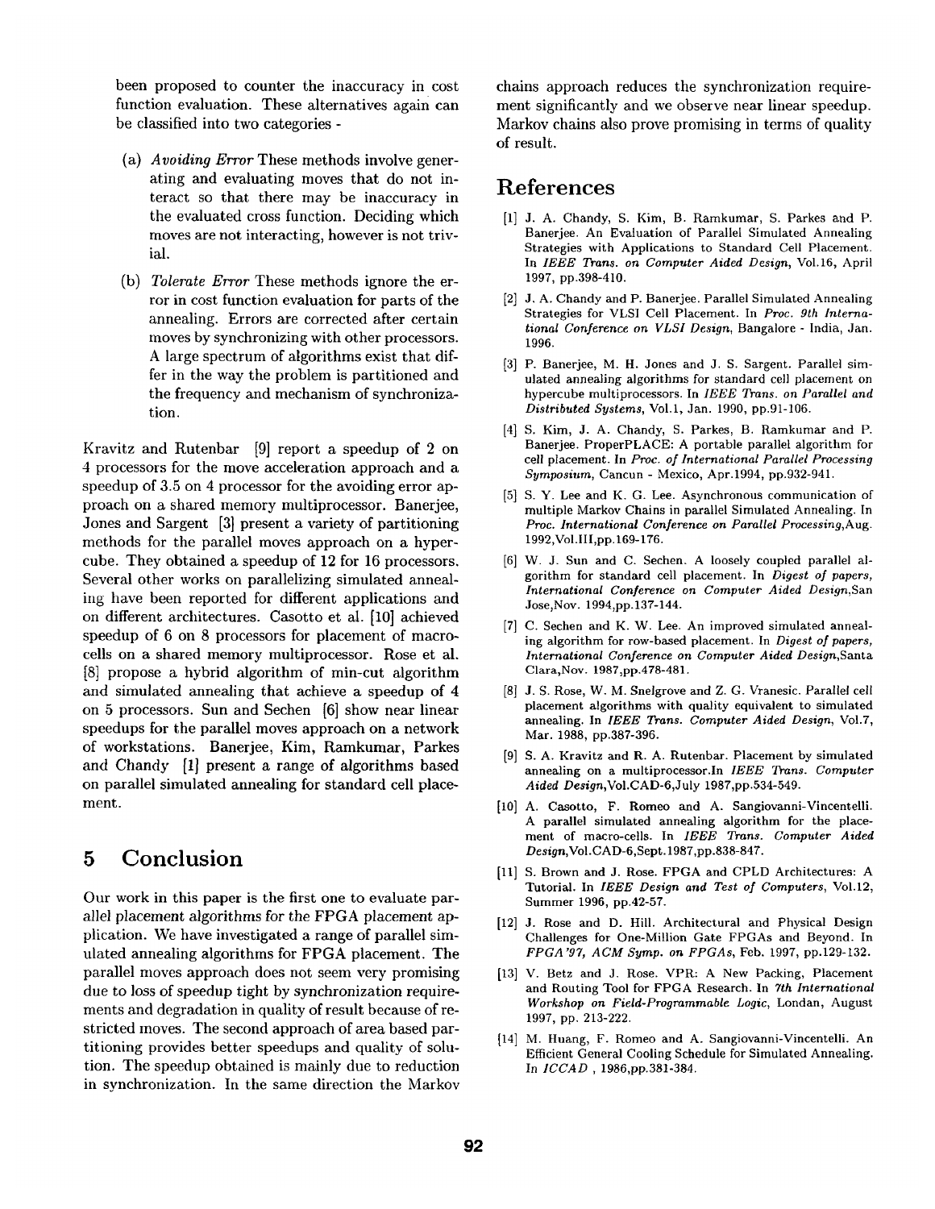been proposed to counter the inaccuracy in cost function evaluation. These alternatives again can be classified into two categories -

(a) *Avoiding Error* These methods involve generating and evaluating moves that do not interact so that there may be inaccuracy in the evaluated cross function. Deciding which moves are not interacting, however is not trivial.

(b) *Tolerate Error* These methods ignore the error in cost function evaluation for parts of the annealing. Errors are corrected after certain moves by synchronizing with other processors. A large spectrum of algorithms exist that differ in the way the problem is partitioned and the frequency and mechanism of synchronization.

Kravitz and Rutenbar [9] report a speedup of 2 on 4 processors for the move acceleration approach and a speedup of 3.5 on 4 processor for the avoiding error approach on a shared memory multiprocessor. Banerjee, Jones and Sargent [3] present a variety of partitioning methods for the parallel moves approach on a hypercube. They obtained a speedup of 12 for 16 processors. Several other works on parallelizing simulated annealing have been reported for different applications and on different architectures. Casotto et al. [10] achieved speedup of 6 on 8 processors for placement of macrocells on a shared memory multiprocessor. Rose et al. [8] propose a hybrid algorithm of min-cut algorithm and simulated annealing that achieve a speedup of 4 on 5 processors. Sun and Sechen [6] show near linear speedups for the parallel moves approach on a network of workstations. Banerjee, Kim, Ramkumar, Parkes and Chandy [1] present a range of algorithms based on parallel simulated annealing for standard cell placement.

# 5 Conclusion

Our work in this paper is the first one to evaluate parallel placement algorithms for the FPGA placement application. We have investigated a range of parallel simulated annealing algorithms for FPGA placement. The parallel moves approach does not seem very promising due to loss of speedup tight by synchronization requirements and degradation in quality of result because of restricted moves. The second approach of area based partitioning provides better speedups and quality of solution. The speedup obtained is mainly due to reduction in synchronization. In the same direction the Markov chains approach reduces the synchronization requirement significantly and we observe near linear speedup. Markov chains also prove promising in terms of quality of result.

# References

[1] J. A. Chandy, S. Kim, B. Ramkumar, S. Parkes and P. Banerjee. An Evaluation of Parallel Simulated Annealing Strategies with Applications to Standard Cell Placement. In *IEEE Trans. on Computer Aided Design*, Vol.16, April 1997, pp.398-410.

[2] J. A. Chandy and P. Banerjee. Parallel Simulated Annealing Strategies for VLSI Cell Placement. In *Proc. 9th International Conference on VLSI Design*, Bangalore - India, Jan. 1996.

[3] P. Banerjee, M. H. Jones and J. S. Sargent. Parallel simulated annealing algorithms for standard cell placement on hypercube multiprocessors. In *IEEE Trans. on Parallel and Distributed Systems*, Vol.1, Jan. 1990, pp.91-106.

[4] S. Kim, J. A. Chandy, S. Parkes, B. Ramkumar and P. Banerjee. ProperPLACE: A portable parallel algorithm for cell placement. In *Proc. of International Parallel Processing Symposium*, Cancun - Mexico, Apr.1994, pp.932-941.

[5] S. Y. Lee and K. G. Lee. Asynchronous communication of multiple Markov Chains in parallel Simulated Annealing. In *Proc. International Conference on Parallel Processing*,Aug. 1992,Vol.III,pp.169-176.

[6] W. J. Sun and C. Sechen. A loosely coupled parallel algorithm for standard cell placement. In *Digest of papers, International Conference on Computer Aided Design*,San Jose,Nov. 1994,pp.137-144.

[7] C. Sechen and K. W. Lee. An improved simulated annealing algorithm for row-based placement. In *Digest of papers, International Conference on Computer Aided Design*,Santa Clara,Nov. 1987,pp.478-481.

[8] J. S. Rose, W. M. Snelgrove and Z. G. Vranesic. Parallel cell placement algorithms with quality equivalent to simulated annealing. In *IEEE Trans. Computer Aided Design*, Vol.7, Mar. 1988, pp.387-396.

[9] S. A. Kravitz and R. A. Rutenbar. Placement by simulated annealing on a multiprocessor.In *IEEE Trans. Computer Aided Design*,Vol.CAD-6,July 1987,pp.534-549.

[10] A. Casotto, F. Romeo and A. Sangiovanni-Vincentelli. A parallel simulated annealing algorithm for the placement of macro-cells. In *IEEE Trans. Computer Aided Design*,Vol.CAD-6,Sept.1987,pp.838-847.

[11] S. Brown and J. Rose. FPGA and CPLD Architectures: A Tutorial. In *IEEE Design and Test of Computers*, Vol.12, Summer 1996, pp.42-57.

[12] J. Rose and D. Hill. Architectural and Physical Design Challenges for One-Million Gate FPGAs and Beyond. In *FPGA'97, ACM Symp. on FPGAs*, Feb. 1997, pp.129-132.

[13] V. Betz and J. Rose. VPR: A New Packing, Placement and Routing Tool for FPGA Research. In *7th International Workshop on Field-Programmable Logic*, Londan, August 1997, pp. 213-222.

[14] M. Huang, F. Romeo and A. Sangiovanni-Vincentelli. An Efficient General Cooling Schedule for Simulated Annealing. In *ICCAD* , 1986,pp.381-384.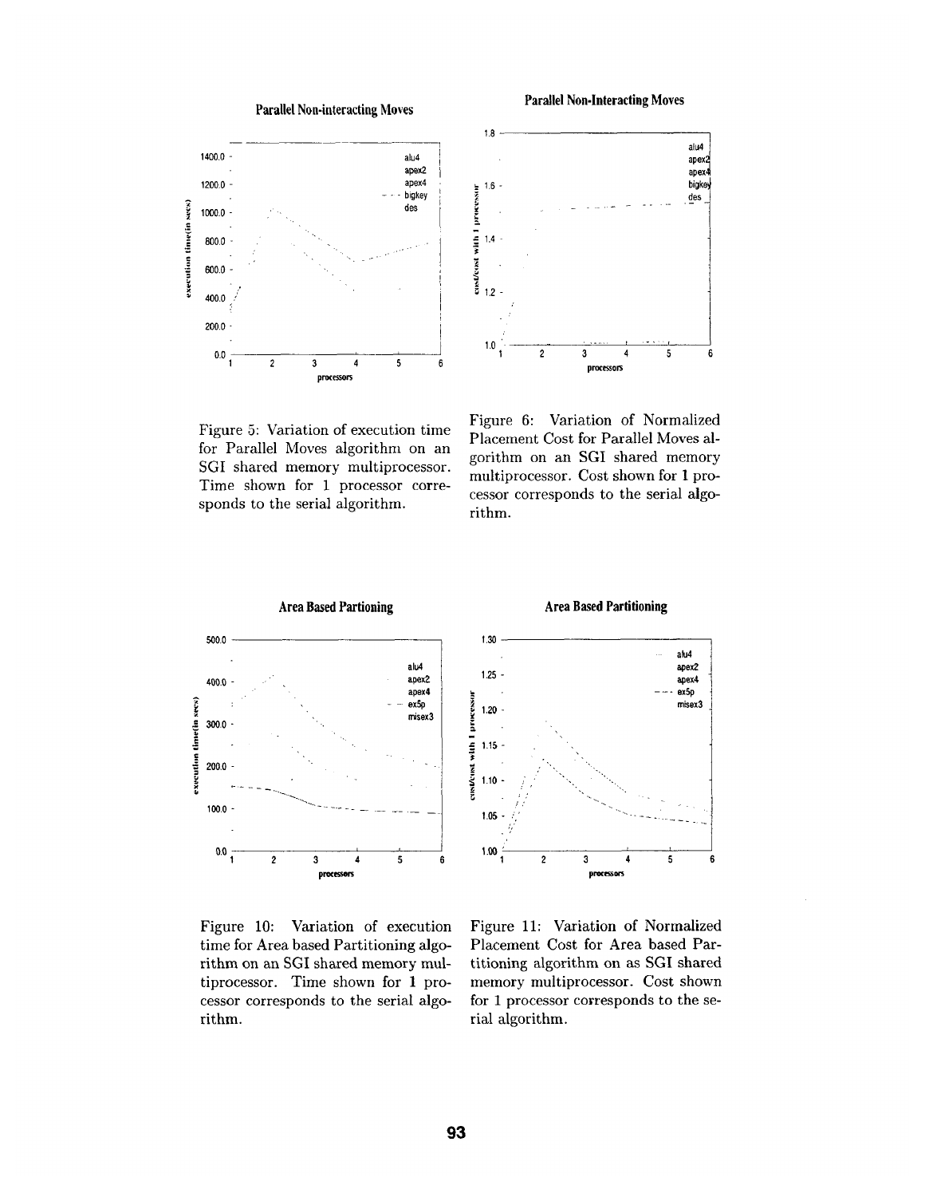Figure 5: Variation of execution time for Parallel Moves algorithm on an SGI shared memory multiprocessor. Time shown for 1 processor corresponds to the serial algorithm.

Figure 6: Variation of Normalized Placement Cost for Parallel Moves algorithm on an SGI shared memory multiprocessor. Cost shown for 1 processor corresponds to the serial algorithm.

Figure 10: Variation of execution time for Area based Partitioning algorithm on an SGI shared memory multiprocessor. Time shown for 1 processor corresponds to the serial algorithm.

Figure 11: Variation of Normalized Placement Cost for Area based Partitioning algorithm on as SGI shared memory multiprocessor. Cost shown for 1 processor corresponds to the serial algorithm.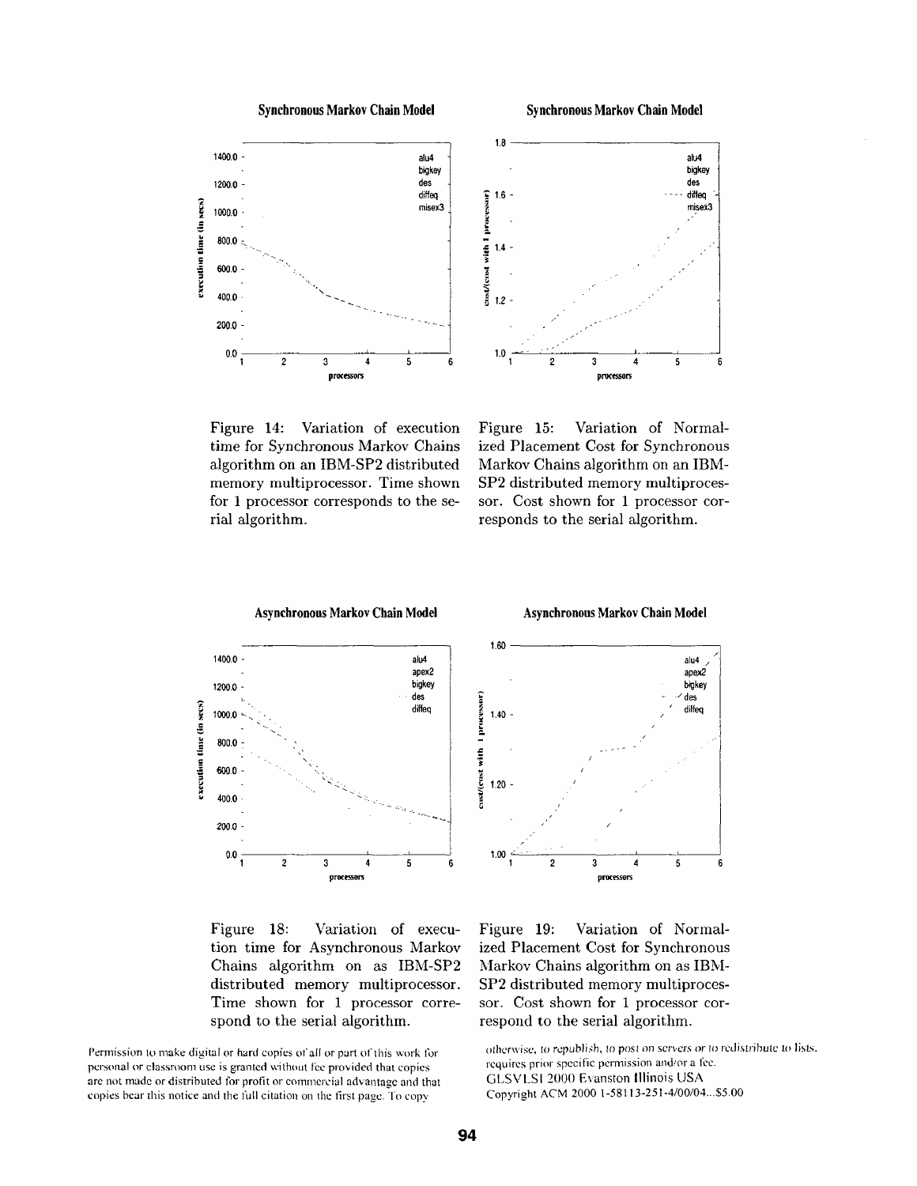Synchronous Markov Chain Model

1400.0
1200.0
1000.0
800.0
600.0
400.0
200.0
0.0

execution time (in secs)

1 2 3 4 5 6

processors

alu4
bigkey
des
diffeq
misex3

Synchronous Markov Chain Model

1.8
1.6
1.4
1.2
1.0

cost/(cost with 1 processor)

1 2 3 4 5 6

processors

alu4
bigkey
des
diffeq
misex3

Figure 14: Variation of execution time for Synchronous Markov Chains algorithm on an IBM-SP2 distributed memory multiprocessor. Time shown for 1 processor corresponds to the serial algorithm.

Figure 15: Variation of Normalized Placement Cost for Synchronous Markov Chains algorithm on an IBM-SP2 distributed memory multiprocessor. Cost shown for 1 processor corresponds to the serial algorithm.

Asynchronous Markov Chain Model

1400.0
1200.0
1000.0
800.0
600.0
400.0
200.0
0.0

execution time (in secs)

1 2 3 4 5 6

processors

alu4
apex2
bigkey
des
diffeq

Asynchronous Markov Chain Model

1.60
1.40
1.20
1.00

cost/(cost with 1 processor)

1 2 3 4 5 6

processors

alu4
apex2
bigkey
des
diffeq

Figure 18: Variation of execution time for Asynchronous Markov Chains algorithm on as IBM-SP2 distributed memory multiprocessor. Time shown for 1 processor correspond to the serial algorithm.

Figure 19: Variation of Normalized Placement Cost for Synchronous Markov Chains algorithm on as IBM-SP2 distributed memory multiprocessor. Cost shown for 1 processor correspond to the serial algorithm.

Permission to make digital or hard copies of all or part of this work for personal or classroom use is granted without fee provided that copies are not made or distributed for profit or commercial advantage and that copies bear this notice and the full citation on the first page. To copy otherwise, to republish, to post on servers or to redistribute to lists, requires prior specific permission and/or a fee.
GLSVLSI 2000 Evanston Illinois USA
Copyright ACM 2000 1-58113-251-4/00/04...$5.00